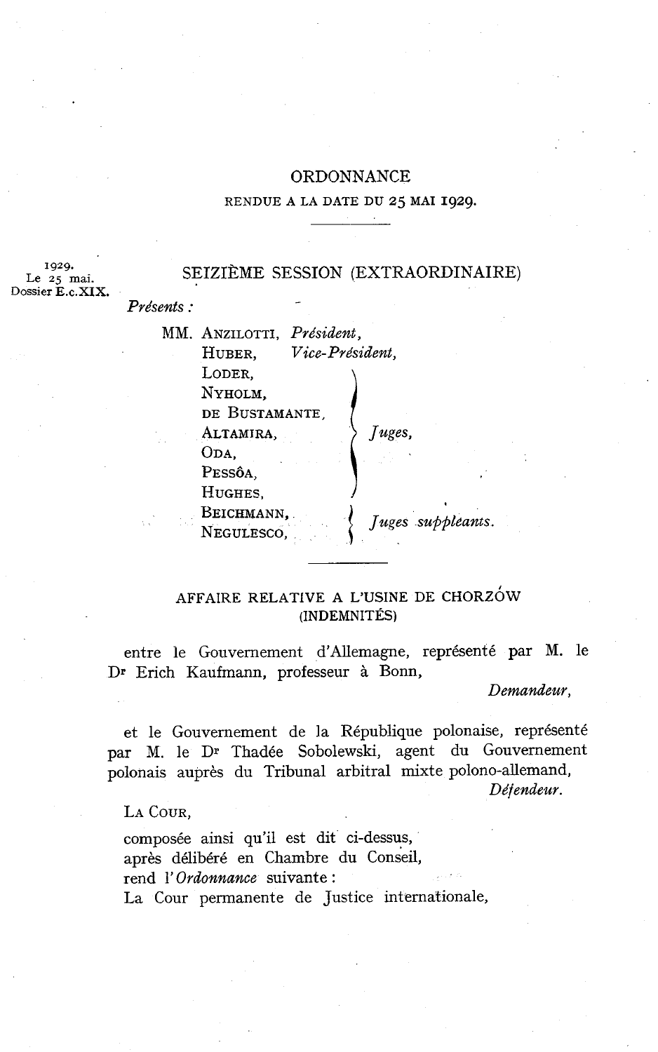# ORDONNANCE

RENDUE A LA DATE DU 25 MAI 1929.

1929.
Le 25 mai.
Dossier E.c.XIX.

## SEIZIÈME SESSION (EXTRAORDINAIRE)

*Présents :*

MM. ANZILOTTI, *Président,*
HUBER, *Vice-Président,*
LODER,
NYHOLM,
DE BUSTAMANTE,
ALTAMIRA,
ODA,
PESSÔA,
HUGHES, } *Juges,*
BEICHMANN,
NEGULESCO, } *Juges suppléants.*

## AFFAIRE RELATIVE A L'USINE DE CHORZÓW (INDEMNITÉS)

entre le Gouvernement d'Allemagne, représenté par M. le Dr Erich Kaufmann, professeur à Bonn,

*Demandeur,*

et le Gouvernement de la République polonaise, représenté par M. le Dr Thadée Sobolewski, agent du Gouvernement polonais auprès du Tribunal arbitral mixte polono-allemand,

*Défendeur.*

LA COUR,

composée ainsi qu'il est dit ci-dessus,
après délibéré en Chambre du Conseil,
rend l'*Ordonnance* suivante :

La Cour permanente de Justice internationale,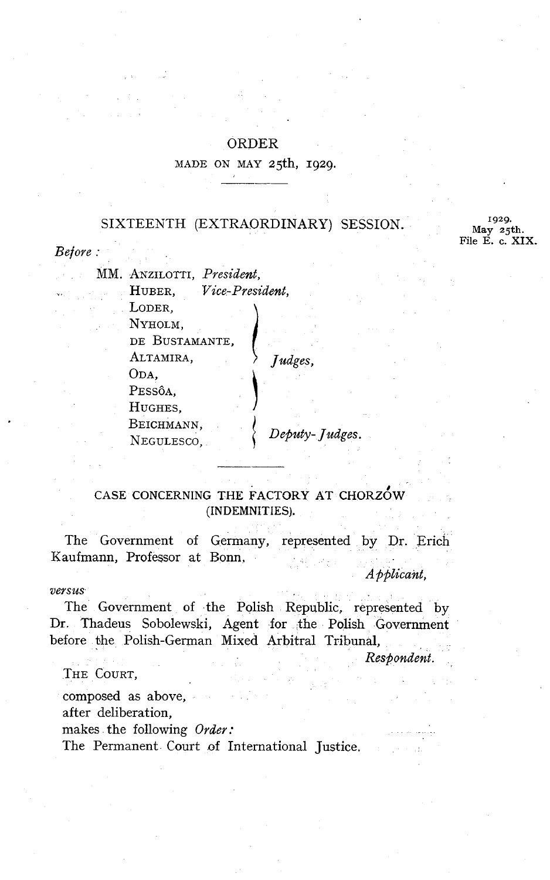# ORDER

MADE ON MAY 25th, 1929.

1929.
May 25th.
File E. c. XIX.

## SIXTEENTH (EXTRAORDINARY) SESSION.

*Before :*

MM. ANZILOTTI, *President,*
HUBER, *Vice-President,*
LODER,
NYHOLM,
DE BUSTAMANTE,
ALTAMIRA,
ODA,
PESSÔA,
HUGHES, *Judges,*
BEICHMANN,
NEGULESCO, *Deputy-Judges.*

## CASE CONCERNING THE FACTORY AT CHORZÓW (INDEMNITIES).

The Government of Germany, represented by Dr. Erich Kaufmann, Professor at Bonn,

*Applicant,*

*versus*

The Government of the Polish Republic, represented by Dr. Thadeus Sobolewski, Agent for the Polish Government before the Polish-German Mixed Arbitral Tribunal,

*Respondent.*

THE COURT,

composed as above,
after deliberation,
makes the following *Order:*
The Permanent Court of International Justice.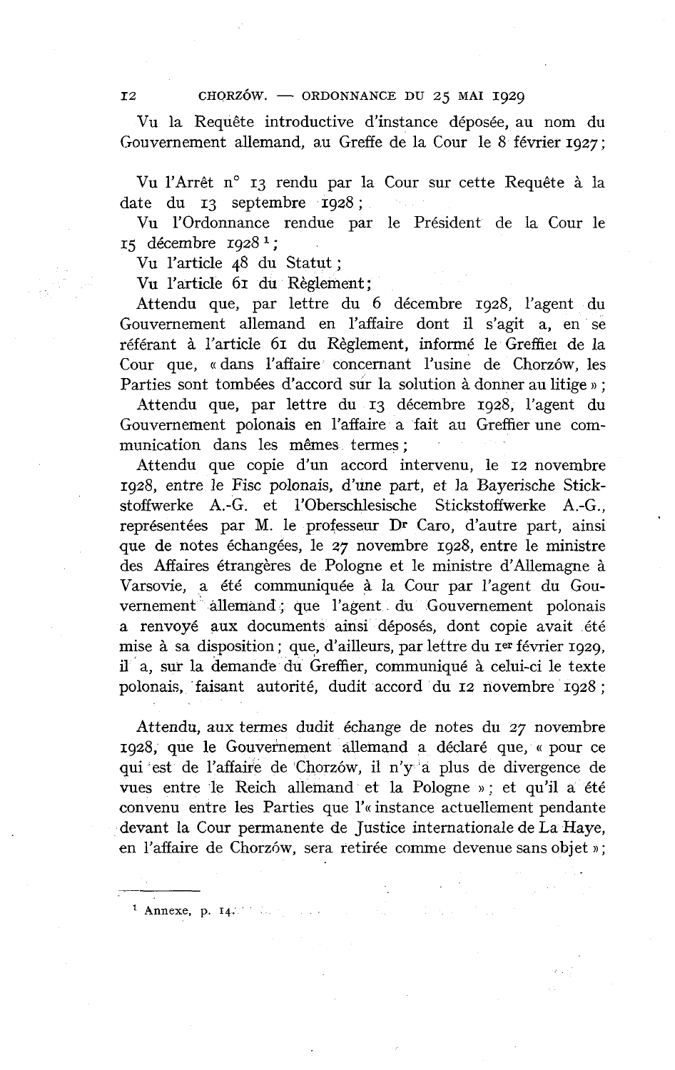Vu la Requête introductive d'instance déposée, au nom du Gouvernement allemand, au Greffe de la Cour le 8 février 1927;

Vu l'Arrêt n° 13 rendu par la Cour sur cette Requête à la date du 13 septembre 1928;

Vu l'Ordonnance rendue par le Président de la Cour le 15 décembre 1928[1];

Vu l'article 48 du Statut;

Vu l'article 61 du Règlement;

Attendu que, par lettre du 6 décembre 1928, l'agent du Gouvernement allemand en l'affaire dont il s'agit a, en se référant à l'article 61 du Règlement, informé le Greffier de la Cour que, « dans l'affaire concernant l'usine de Chorzów, les Parties sont tombées d'accord sur la solution à donner au litige »;

Attendu que, par lettre du 13 décembre 1928, l'agent du Gouvernement polonais en l'affaire a fait au Greffier une communication dans les mêmes termes;

Attendu que copie d'un accord intervenu, le 12 novembre 1928, entre le Fisc polonais, d'une part, et la Bayerische Stickstoffwerke A.-G. et l'Oberschlesische Stickstoffwerke A.-G., représentées par M. le professeur Dr Caro, d'autre part, ainsi que de notes échangées, le 27 novembre 1928, entre le ministre des Affaires étrangères de Pologne et le ministre d'Allemagne à Varsovie, a été communiquée à la Cour par l'agent du Gouvernement allemand; que l'agent du Gouvernement polonais a renvoyé aux documents ainsi déposés, dont copie avait été mise à sa disposition; que, d'ailleurs, par lettre du 1er février 1929, il a, sur la demande du Greffier, communiqué à celui-ci le texte polonais, faisant autorité, dudit accord du 12 novembre 1928;

Attendu, aux termes dudit échange de notes du 27 novembre 1928, que le Gouvernement allemand a déclaré que, « pour ce qui est de l'affaire de Chorzów, il n'y a plus de divergence de vues entre le Reich allemand et la Pologne »; et qu'il a été convenu entre les Parties que l'« instance actuellement pendante devant la Cour permanente de Justice internationale de La Haye, en l'affaire de Chorzów, sera retirée comme devenue sans objet »;

---

[1] Annexe, p. 14.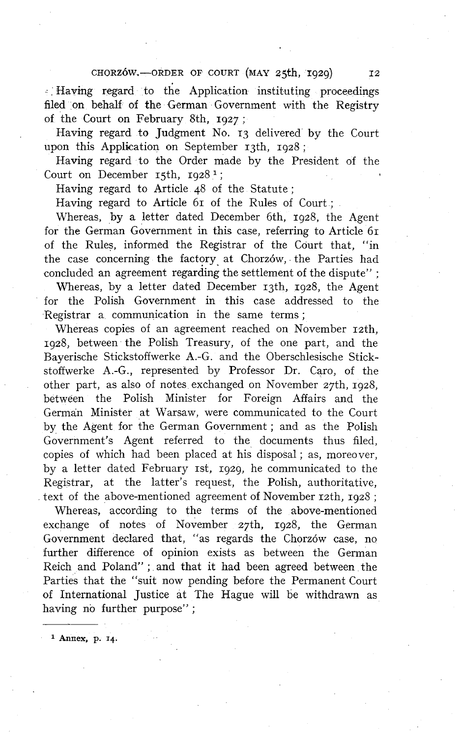Having regard to the Application instituting proceedings filed on behalf of the German Government with the Registry of the Court on February 8th, 1927;

Having regard to Judgment No. 13 delivered by the Court upon this Application on September 13th, 1928;

Having regard to the Order made by the President of the Court on December 15th, 1928[1];

Having regard to Article 48 of the Statute;

Having regard to Article 61 of the Rules of Court;

Whereas, by a letter dated December 6th, 1928, the Agent for the German Government in this case, referring to Article 61 of the Rules, informed the Registrar of the Court that, "in the case concerning the factory at Chorzów, the Parties had concluded an agreement regarding the settlement of the dispute";

Whereas, by a letter dated December 13th, 1928, the Agent for the Polish Government in this case addressed to the Registrar a communication in the same terms;

Whereas copies of an agreement reached on November 12th, 1928, between the Polish Treasury, of the one part, and the Bayerische Stickstoffwerke A.-G. and the Oberschlesische Stickstoffwerke A.-G., represented by Professor Dr. Caro, of the other part, as also of notes exchanged on November 27th, 1928, between the Polish Minister for Foreign Affairs and the German Minister at Warsaw, were communicated to the Court by the Agent for the German Government; and as the Polish Government's Agent referred to the documents thus filed, copies of which had been placed at his disposal; as, moreover, by a letter dated February 1st, 1929, he communicated to the Registrar, at the latter's request, the Polish, authoritative, text of the above-mentioned agreement of November 12th, 1928;

Whereas, according to the terms of the above-mentioned exchange of notes of November 27th, 1928, the German Government declared that, "as regards the Chorzów case, no further difference of opinion exists as between the German Reich and Poland"; and that it had been agreed between the Parties that the "suit now pending before the Permanent Court of International Justice at The Hague will be withdrawn as having no further purpose";

[1] Annex, p. 14.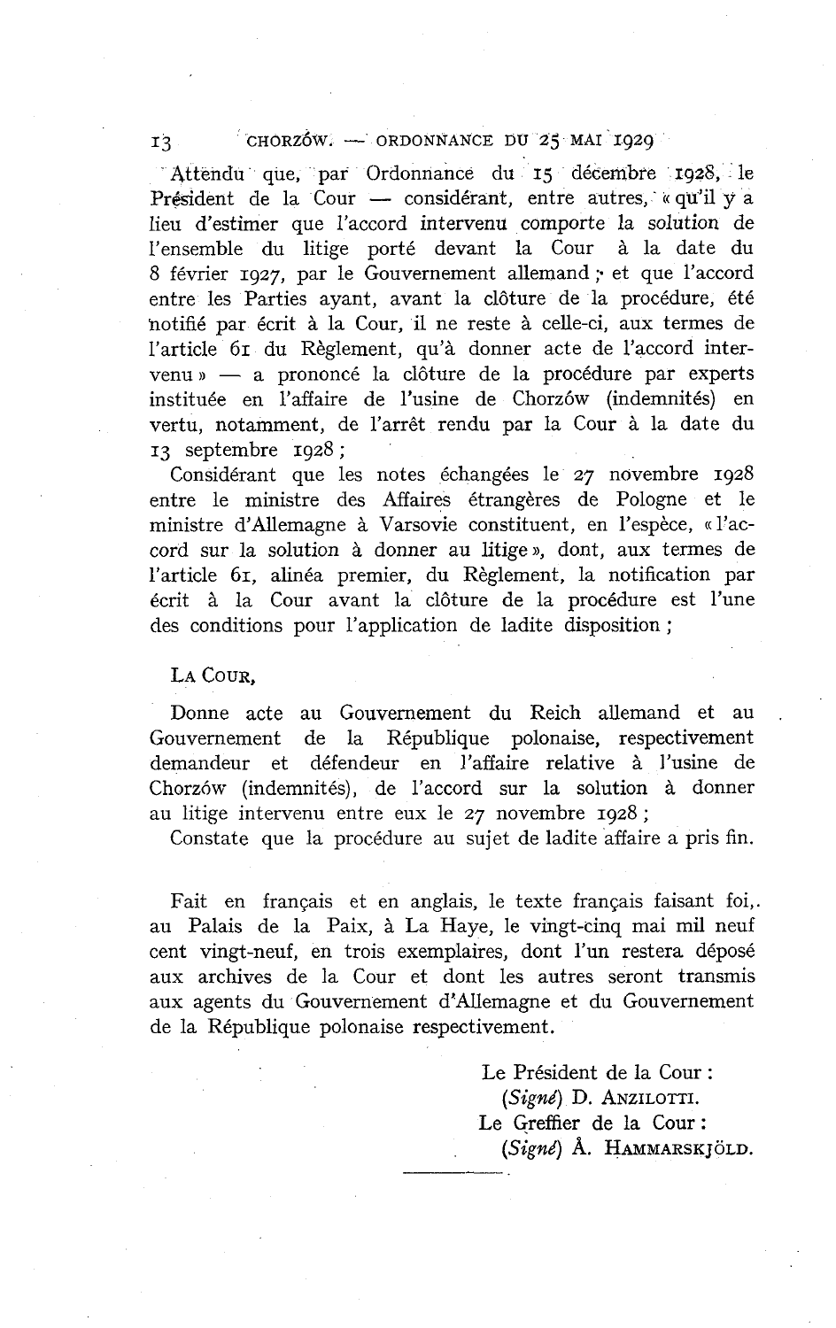Attendu que, par Ordonnance du 15 décembre 1928, le Président de la Cour — considérant, entre autres, « qu'il y a lieu d'estimer que l'accord intervenu comporte la solution de l'ensemble du litige porté devant la Cour à la date du 8 février 1927, par le Gouvernement allemand ; et que l'accord entre les Parties ayant, avant la clôture de la procédure, été notifié par écrit à la Cour, il ne reste à celle-ci, aux termes de l'article 61 du Règlement, qu'à donner acte de l'accord intervenu » — a prononcé la clôture de la procédure par experts instituée en l'affaire de l'usine de Chorzów (indemnités) en vertu, notamment, de l'arrêt rendu par la Cour à la date du 13 septembre 1928 ;

Considérant que les notes échangées le 27 novembre 1928 entre le ministre des Affaires étrangères de Pologne et le ministre d'Allemagne à Varsovie constituent, en l'espèce, « l'accord sur la solution à donner au litige », dont, aux termes de l'article 61, alinéa premier, du Règlement, la notification par écrit à la Cour avant la clôture de la procédure est l'une des conditions pour l'application de ladite disposition ;

LA COUR,

Donne acte au Gouvernement du Reich allemand et au Gouvernement de la République polonaise, respectivement demandeur et défendeur en l'affaire relative à l'usine de Chorzów (indemnités), de l'accord sur la solution à donner au litige intervenu entre eux le 27 novembre 1928 ;

Constate que la procédure au sujet de ladite affaire a pris fin.

Fait en français et en anglais, le texte français faisant foi, au Palais de la Paix, à La Haye, le vingt-cinq mai mil neuf cent vingt-neuf, en trois exemplaires, dont l'un restera déposé aux archives de la Cour et dont les autres seront transmis aux agents du Gouvernement d'Allemagne et du Gouvernement de la République polonaise respectivement.

Le Président de la Cour :
(*Signé*) D. ANZILOTTI.

Le Greffier de la Cour :
(*Signé*) Å. HAMMARSKJÖLD.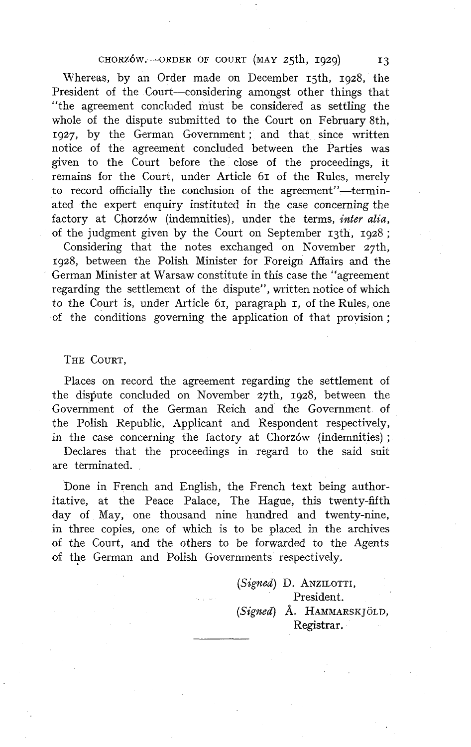Whereas, by an Order made on December 15th, 1928, the President of the Court—considering amongst other things that "the agreement concluded must be considered as settling the whole of the dispute submitted to the Court on February 8th, 1927, by the German Government; and that since written notice of the agreement concluded between the Parties was given to the Court before the close of the proceedings, it remains for the Court, under Article 61 of the Rules, merely to record officially the conclusion of the agreement"—terminated the expert enquiry instituted in the case concerning the factory at Chorzów (indemnities), under the terms, *inter alia*, of the judgment given by the Court on September 13th, 1928;

Considering that the notes exchanged on November 27th, 1928, between the Polish Minister for Foreign Affairs and the German Minister at Warsaw constitute in this case the "agreement regarding the settlement of the dispute", written notice of which to the Court is, under Article 61, paragraph 1, of the Rules, one of the conditions governing the application of that provision;

THE COURT,

Places on record the agreement regarding the settlement of the dispute concluded on November 27th, 1928, between the Government of the German Reich and the Government of the Polish Republic, Applicant and Respondent respectively, in the case concerning the factory at Chorzów (indemnities);

Declares that the proceedings in regard to the said suit are terminated.

Done in French and English, the French text being authoritative, at the Peace Palace, The Hague, this twenty-fifth day of May, one thousand nine hundred and twenty-nine, in three copies, one of which is to be placed in the archives of the Court, and the others to be forwarded to the Agents of the German and Polish Governments respectively.

(*Signed*) D. ANZILOTTI,
President.

(*Signed*) Å. HAMMARSKJÖLD,
Registrar.